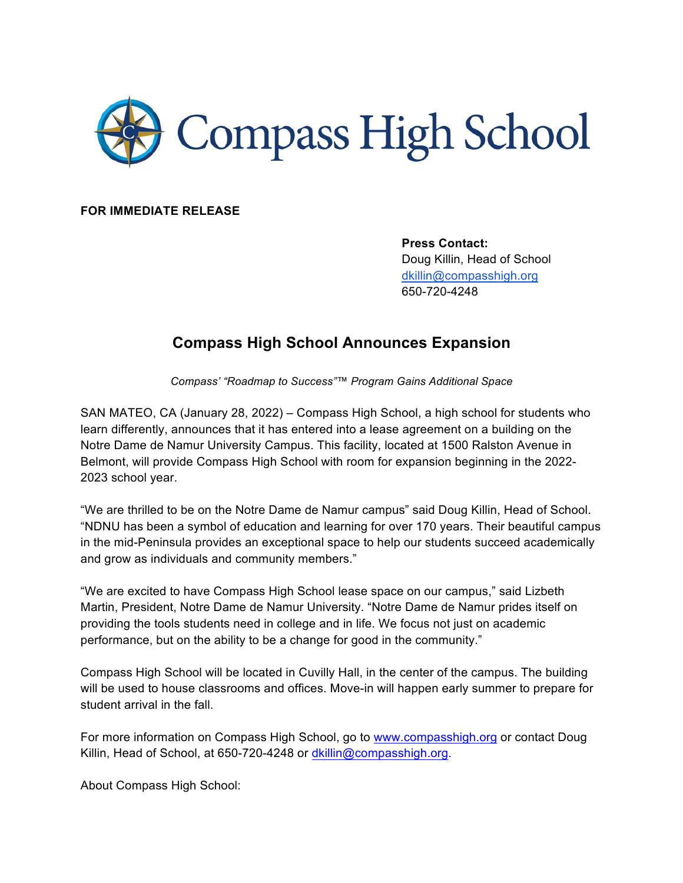# Compass High School

**FOR IMMEDIATE RELEASE**

**Press Contact:**
Doug Killin, Head of School
dkillin@compasshigh.org
650-720-4248

## Compass High School Announces Expansion

*Compass' "Roadmap to Success"™ Program Gains Additional Space*

SAN MATEO, CA (January 28, 2022) – Compass High School, a high school for students who learn differently, announces that it has entered into a lease agreement on a building on the Notre Dame de Namur University Campus. This facility, located at 1500 Ralston Avenue in Belmont, will provide Compass High School with room for expansion beginning in the 2022-2023 school year.

"We are thrilled to be on the Notre Dame de Namur campus" said Doug Killin, Head of School. "NDNU has been a symbol of education and learning for over 170 years. Their beautiful campus in the mid-Peninsula provides an exceptional space to help our students succeed academically and grow as individuals and community members."

"We are excited to have Compass High School lease space on our campus," said Lizbeth Martin, President, Notre Dame de Namur University. "Notre Dame de Namur prides itself on providing the tools students need in college and in life. We focus not just on academic performance, but on the ability to be a change for good in the community."

Compass High School will be located in Cuvilly Hall, in the center of the campus. The building will be used to house classrooms and offices. Move-in will happen early summer to prepare for student arrival in the fall.

For more information on Compass High School, go to www.compasshigh.org or contact Doug Killin, Head of School, at 650-720-4248 or dkillin@compasshigh.org.

About Compass High School: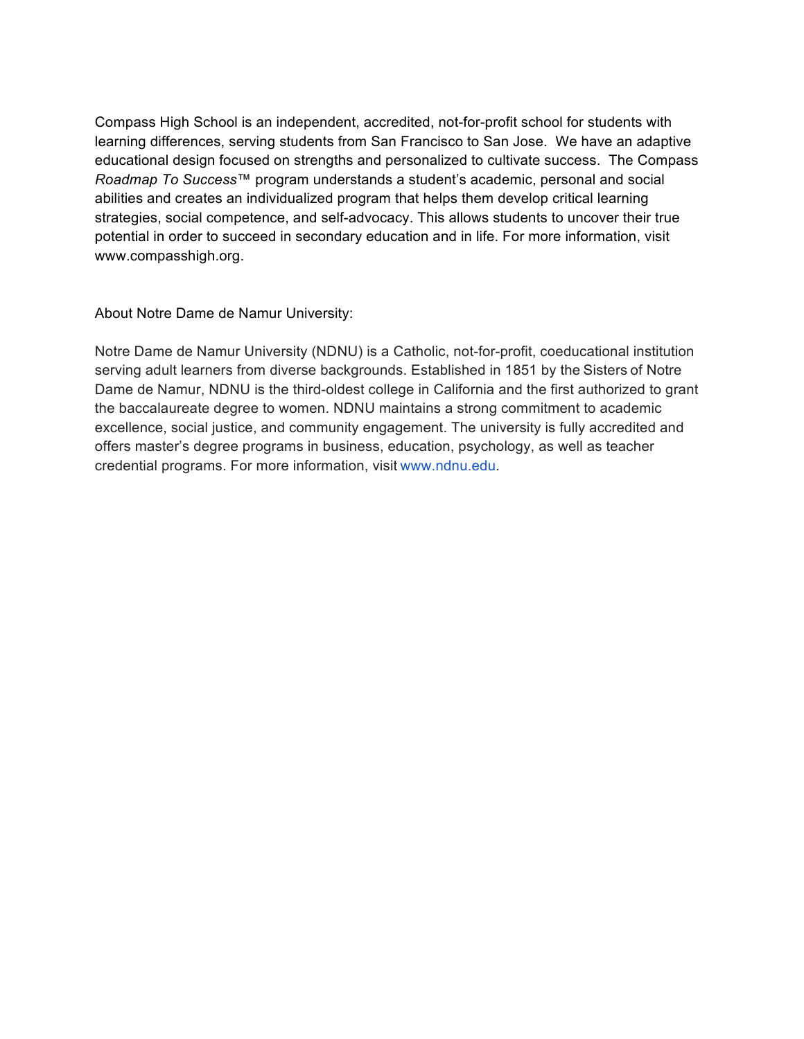Compass High School is an independent, accredited, not-for-profit school for students with learning differences, serving students from San Francisco to San Jose. We have an adaptive educational design focused on strengths and personalized to cultivate success. The Compass *Roadmap To Success*™ program understands a student's academic, personal and social abilities and creates an individualized program that helps them develop critical learning strategies, social competence, and self-advocacy. This allows students to uncover their true potential in order to succeed in secondary education and in life. For more information, visit www.compasshigh.org.

About Notre Dame de Namur University:

Notre Dame de Namur University (NDNU) is a Catholic, not-for-profit, coeducational institution serving adult learners from diverse backgrounds. Established in 1851 by the Sisters of Notre Dame de Namur, NDNU is the third-oldest college in California and the first authorized to grant the baccalaureate degree to women. NDNU maintains a strong commitment to academic excellence, social justice, and community engagement. The university is fully accredited and offers master's degree programs in business, education, psychology, as well as teacher credential programs. For more information, visit www.ndnu.edu.